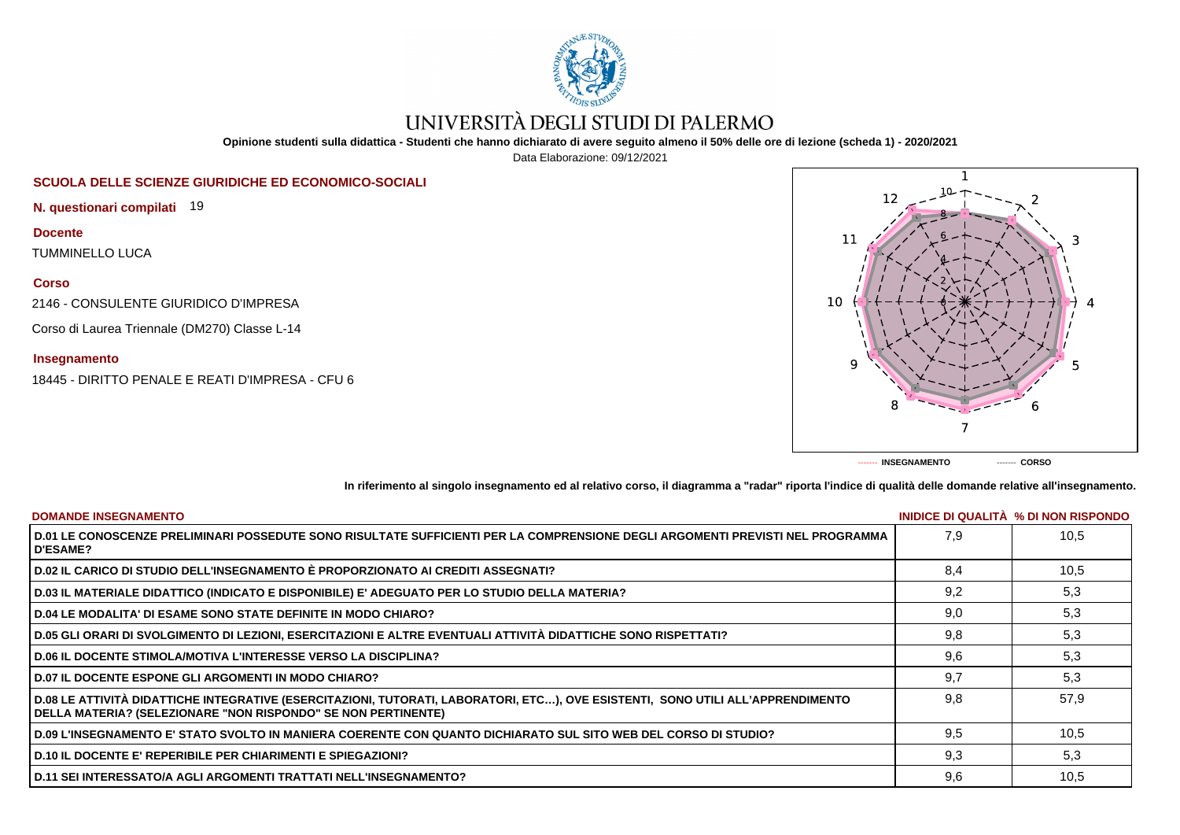# UNIVERSITÀ DEGLI STUDI DI PALERMO

**Opinione studenti sulla didattica - Studenti che hanno dichiarato di avere seguito almeno il 50% delle ore di lezione (scheda 1) - 2020/2021**

Data Elaborazione: 09/12/2021

## SCUOLA DELLE SCIENZE GIURIDICHE ED ECONOMICO-SOCIALI

**N. questionari compilati** 19

**Docente**

TUMMINELLO LUCA

**Corso**

2146 - CONSULENTE GIURIDICO D'IMPRESA

Corso di Laurea Triennale (DM270) Classe L-14

**Insegnamento**

18445 - DIRITTO PENALE E REATI D'IMPRESA - CFU 6

------- INSEGNAMENTO ------- CORSO

**In riferimento al singolo insegnamento ed al relativo corso, il diagramma a "radar" riporta l'indice di qualità delle domande relative all'insegnamento.**

| DOMANDE INSEGNAMENTO | INIDICE DI QUALITÀ | % DI NON RISPONDO |
|---|---|---|
| D.01 LE CONOSCENZE PRELIMINARI POSSEDUTE SONO RISULTATE SUFFICIENTI PER LA COMPRENSIONE DEGLI ARGOMENTI PREVISTI NEL PROGRAMMA D'ESAME? | 7,9 | 10,5 |
| D.02 IL CARICO DI STUDIO DELL'INSEGNAMENTO È PROPORZIONATO AI CREDITI ASSEGNATI? | 8,4 | 10,5 |
| D.03 IL MATERIALE DIDATTICO (INDICATO E DISPONIBILE) E' ADEGUATO PER LO STUDIO DELLA MATERIA? | 9,2 | 5,3 |
| D.04 LE MODALITA' DI ESAME SONO STATE DEFINITE IN MODO CHIARO? | 9,0 | 5,3 |
| D.05 GLI ORARI DI SVOLGIMENTO DI LEZIONI, ESERCITAZIONI E ALTRE EVENTUALI ATTIVITÀ DIDATTICHE SONO RISPETTATI? | 9,8 | 5,3 |
| D.06 IL DOCENTE STIMOLA/MOTIVA L'INTERESSE VERSO LA DISCIPLINA? | 9,6 | 5,3 |
| D.07 IL DOCENTE ESPONE GLI ARGOMENTI IN MODO CHIARO? | 9,7 | 5,3 |
| D.08 LE ATTIVITÀ DIDATTICHE INTEGRATIVE (ESERCITAZIONI, TUTORATI, LABORATORI, ETC…), OVE ESISTENTI, SONO UTILI ALL'APPRENDIMENTO DELLA MATERIA? (SELEZIONARE "NON RISPONDO" SE NON PERTINENTE) | 9,8 | 57,9 |
| D.09 L'INSEGNAMENTO E' STATO SVOLTO IN MANIERA COERENTE CON QUANTO DICHIARATO SUL SITO WEB DEL CORSO DI STUDIO? | 9,5 | 10,5 |
| D.10 IL DOCENTE E' REPERIBILE PER CHIARIMENTI E SPIEGAZIONI? | 9,3 | 5,3 |
| D.11 SEI INTERESSATO/A AGLI ARGOMENTI TRATTATI NELL'INSEGNAMENTO? | 9,6 | 10,5 |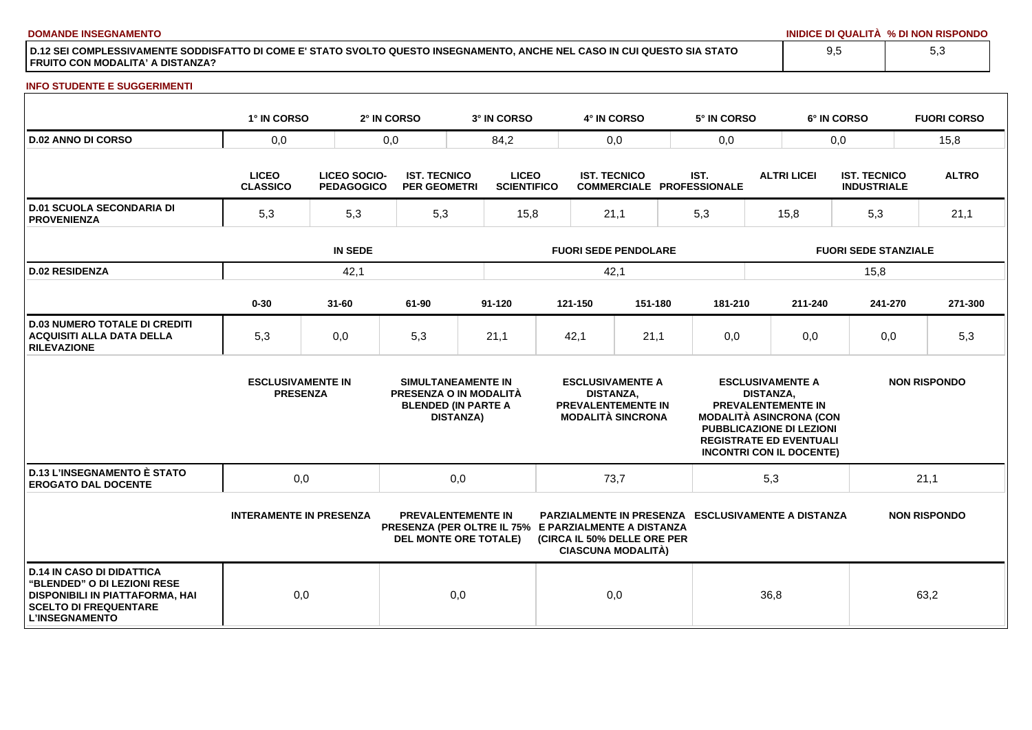**DOMANDE INSEGNAMENTO**

| | INIDICE DI QUALITÀ | % DI NON RISPONDO |
|---|---|---|
| D.12 SEI COMPLESSIVAMENTE SODDISFATTO DI COME E' STATO SVOLTO QUESTO INSEGNAMENTO, ANCHE NEL CASO IN CUI QUESTO SIA STATO FRUITO CON MODALITA' A DISTANZA? | 9,5 | 5,3 |

**INFO STUDENTE E SUGGERIMENTI**

| | 1° IN CORSO | 2° IN CORSO | 3° IN CORSO | 4° IN CORSO | 5° IN CORSO | 6° IN CORSO | FUORI CORSO |
|---|---|---|---|---|---|---|---|
| D.02 ANNO DI CORSO | 0,0 | 0,0 | 84,2 | 0,0 | 0,0 | 0,0 | 15,8 |

| | LICEO CLASSICO | LICEO SOCIO-PEDAGOGICO | IST. TECNICO PER GEOMETRI | LICEO SCIENTIFICO | IST. TECNICO COMMERCIALE | IST. PROFESSIONALE | ALTRI LICEI | IST. TECNICO INDUSTRIALE | ALTRO |
|---|---|---|---|---|---|---|---|---|---|
| D.01 SCUOLA SECONDARIA DI PROVENIENZA | 5,3 | 5,3 | 5,3 | 15,8 | 21,1 | 5,3 | 15,8 | 5,3 | 21,1 |

| | IN SEDE | FUORI SEDE PENDOLARE | FUORI SEDE STANZIALE |
|---|---|---|---|
| D.02 RESIDENZA | 42,1 | 42,1 | 15,8 |

| | 0-30 | 31-60 | 61-90 | 91-120 | 121-150 | 151-180 | 181-210 | 211-240 | 241-270 | 271-300 |
|---|---|---|---|---|---|---|---|---|---|---|
| D.03 NUMERO TOTALE DI CREDITI ACQUISITI ALLA DATA DELLA RILEVAZIONE | 5,3 | 0,0 | 5,3 | 21,1 | 42,1 | 21,1 | 0,0 | 0,0 | 0,0 | 5,3 |

| | ESCLUSIVAMENTE IN PRESENZA | SIMULTANEAMENTE IN PRESENZA O IN MODALITÀ BLENDED (IN PARTE A DISTANZA) | ESCLUSIVAMENTE A DISTANZA, PREVALENTEMENTE IN MODALITÀ SINCRONA | ESCLUSIVAMENTE A DISTANZA, PREVALENTEMENTE IN MODALITÀ ASINCRONA (CON PUBBLICAZIONE DI LEZIONI REGISTRATE ED EVENTUALI INCONTRI CON IL DOCENTE) | NON RISPONDO |
|---|---|---|---|---|---|
| D.13 L'INSEGNAMENTO È STATO EROGATO DAL DOCENTE | 0,0 | 0,0 | 73,7 | 5,3 | 21,1 |

| | INTERAMENTE IN PRESENZA | PREVALENTEMENTE IN PRESENZA (PER OLTRE IL 75% DEL MONTE ORE TOTALE) | PARZIALMENTE IN PRESENZA E PARZIALMENTE A DISTANZA (CIRCA IL 50% DELLE ORE PER CIASCUNA MODALITÀ) | ESCLUSIVAMENTE A DISTANZA | NON RISPONDO |
|---|---|---|---|---|---|
| D.14 IN CASO DI DIDATTICA "BLENDED" O DI LEZIONI RESE DISPONIBILI IN PIATTAFORMA, HAI SCELTO DI FREQUENTARE L'INSEGNAMENTO | 0,0 | 0,0 | 0,0 | 36,8 | 63,2 |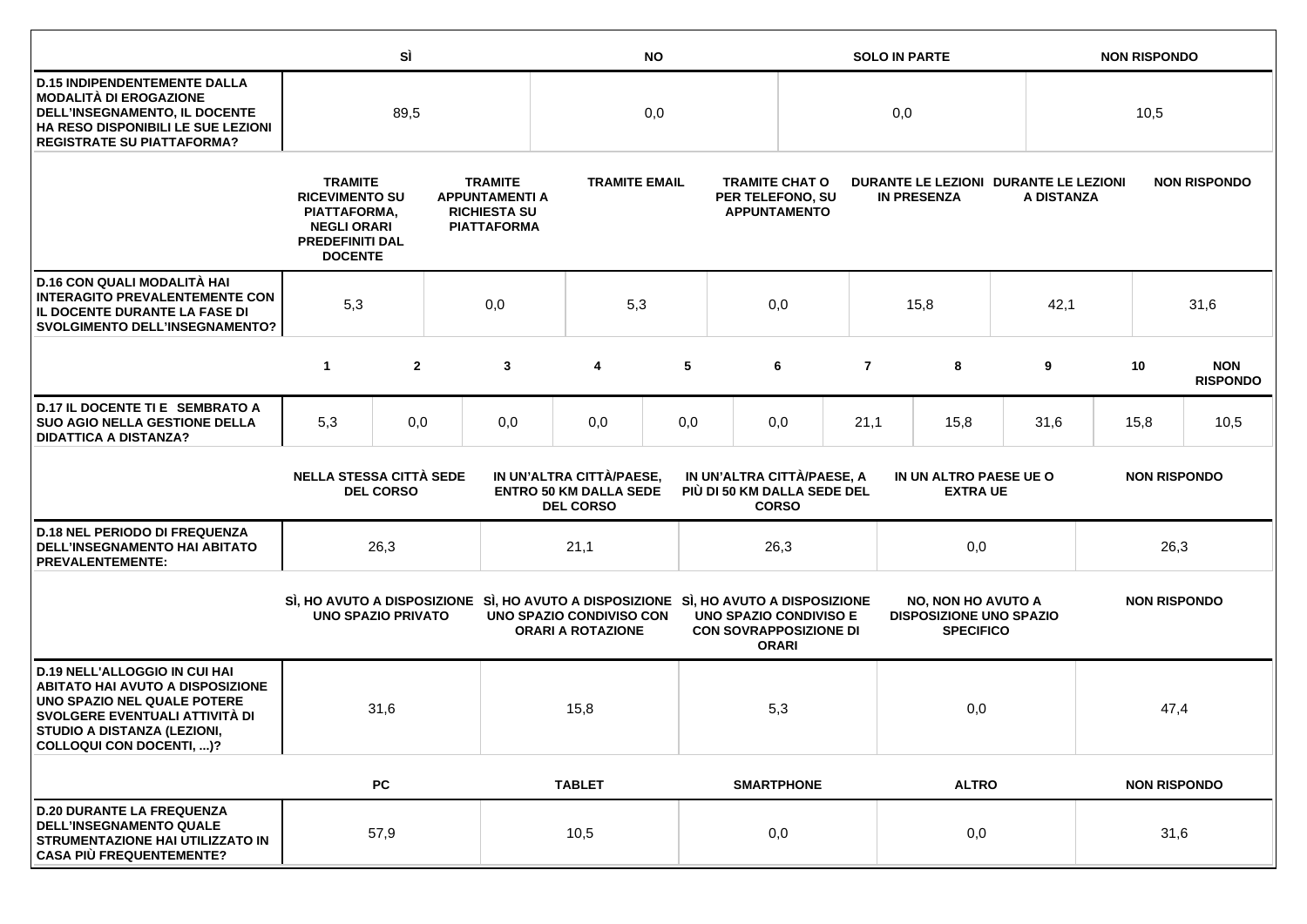| | SÌ | NO | SOLO IN PARTE | NON RISPONDO |
|---|---|---|---|---|
| **D.15 INDIPENDENTEMENTE DALLA MODALITÀ DI EROGAZIONE DELL'INSEGNAMENTO, IL DOCENTE HA RESO DISPONIBILI LE SUE LEZIONI REGISTRATE SU PIATTAFORMA?** | 89,5 | 0,0 | 0,0 | 10,5 |

| | TRAMITE RICEVIMENTO SU PIATTAFORMA, NEGLI ORARI PREDEFINITI DAL DOCENTE | TRAMITE APPUNTAMENTI A RICHIESTA SU PIATTAFORMA | TRAMITE EMAIL | TRAMITE CHAT O PER TELEFONO, SU APPUNTAMENTO | DURANTE LE LEZIONI IN PRESENZA | DURANTE LE LEZIONI A DISTANZA | NON RISPONDO |
|---|---|---|---|---|---|---|---|
| **D.16 CON QUALI MODALITÀ HAI INTERAGITO PREVALENTEMENTE CON IL DOCENTE DURANTE LA FASE DI SVOLGIMENTO DELL'INSEGNAMENTO?** | 5,3 | 0,0 | 5,3 | 0,0 | 15,8 | 42,1 | 31,6 |

| | 1 | 2 | 3 | 4 | 5 | 6 | 7 | 8 | 9 | 10 | NON RISPONDO |
|---|---|---|---|---|---|---|---|---|---|---|---|
| **D.17 IL DOCENTE TI E SEMBRATO A SUO AGIO NELLA GESTIONE DELLA DIDATTICA A DISTANZA?** | 5,3 | 0,0 | 0,0 | 0,0 | 0,0 | 0,0 | 21,1 | 15,8 | 31,6 | 15,8 | 10,5 |

| | NELLA STESSA CITTÀ SEDE DEL CORSO | IN UN'ALTRA CITTÀ/PAESE, ENTRO 50 KM DALLA SEDE DEL CORSO | IN UN'ALTRA CITTÀ/PAESE, A PIÙ DI 50 KM DALLA SEDE DEL CORSO | IN UN ALTRO PAESE UE O EXTRA UE | NON RISPONDO |
|---|---|---|---|---|---|
| **D.18 NEL PERIODO DI FREQUENZA DELL'INSEGNAMENTO HAI ABITATO PREVALENTEMENTE:** | 26,3 | 21,1 | 26,3 | 0,0 | 26,3 |

| | SÌ, HO AVUTO A DISPOSIZIONE UNO SPAZIO PRIVATO | SÌ, HO AVUTO A DISPOSIZIONE UNO SPAZIO CONDIVISO CON ORARI A ROTAZIONE | SÌ, HO AVUTO A DISPOSIZIONE UNO SPAZIO CONDIVISO E CON SOVRAPPOSIZIONE DI ORARI | NO, NON HO AVUTO A DISPOSIZIONE UNO SPAZIO SPECIFICO | NON RISPONDO |
|---|---|---|---|---|---|
| **D.19 NELL'ALLOGGIO IN CUI HAI ABITATO HAI AVUTO A DISPOSIZIONE UNO SPAZIO NEL QUALE POTERE SVOLGERE EVENTUALI ATTIVITÀ DI STUDIO A DISTANZA (LEZIONI, COLLOQUI CON DOCENTI, ...)?** | 31,6 | 15,8 | 5,3 | 0,0 | 47,4 |

| | PC | TABLET | SMARTPHONE | ALTRO | NON RISPONDO |
|---|---|---|---|---|---|
| **D.20 DURANTE LA FREQUENZA DELL'INSEGNAMENTO QUALE STRUMENTAZIONE HAI UTILIZZATO IN CASA PIÙ FREQUENTEMENTE?** | 57,9 | 10,5 | 0,0 | 0,0 | 31,6 |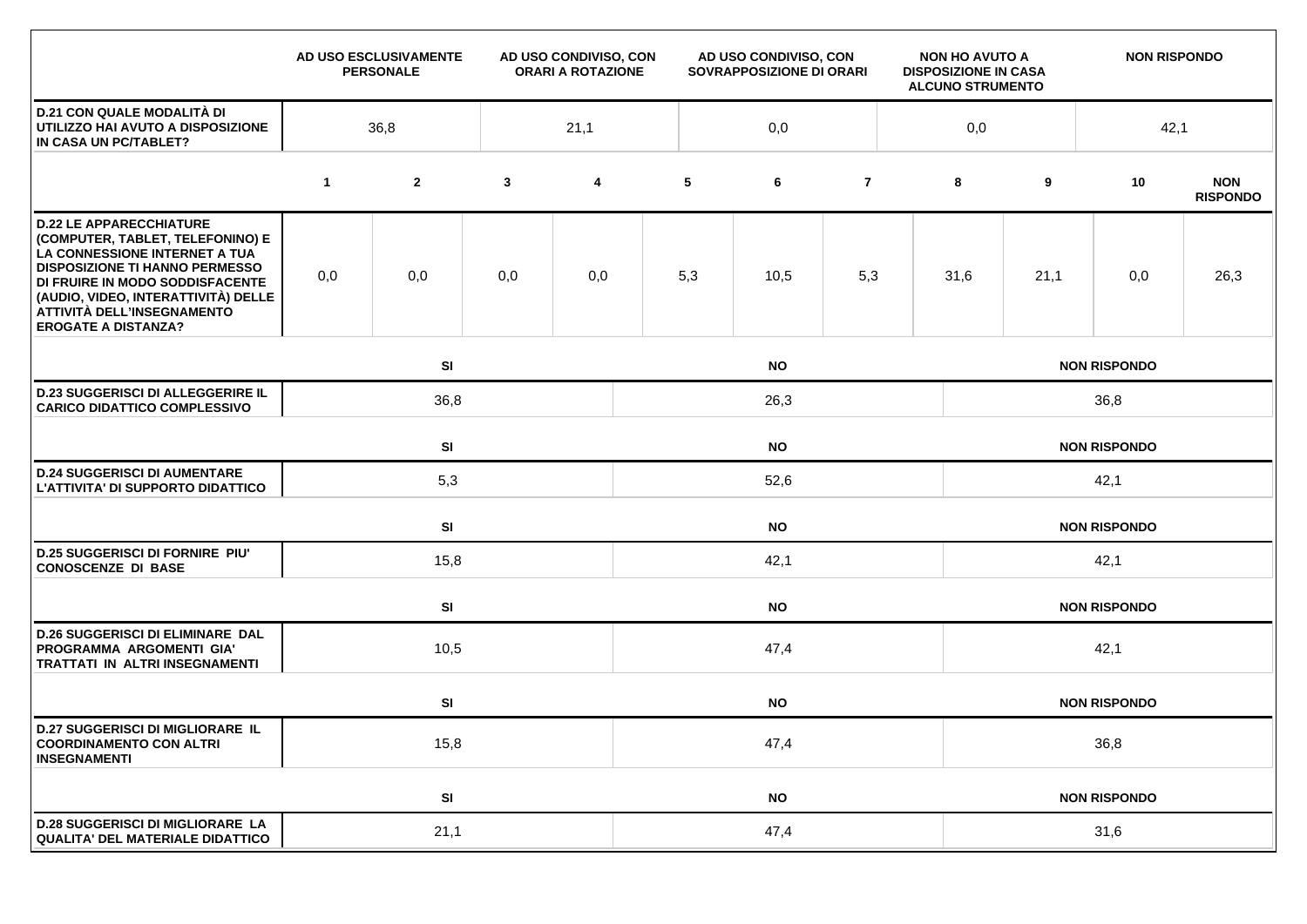| | AD USO ESCLUSIVAMENTE PERSONALE | AD USO CONDIVISO, CON ORARI A ROTAZIONE | AD USO CONDIVISO, CON SOVRAPPOSIZIONE DI ORARI | NON HO AVUTO A DISPOSIZIONE IN CASA ALCUNO STRUMENTO | NON RISPONDO |
|---|---|---|---|---|---|
| **D.21 CON QUALE MODALITÀ DI UTILIZZO HAI AVUTO A DISPOSIZIONE IN CASA UN PC/TABLET?** | 36,8 | 21,1 | 0,0 | 0,0 | 42,1 |

| | 1 | 2 | 3 | 4 | 5 | 6 | 7 | 8 | 9 | 10 | NON RISPONDO |
|---|---|---|---|---|---|---|---|---|---|---|---|
| **D.22 LE APPARECCHIATURE (COMPUTER, TABLET, TELEFONINO) E LA CONNESSIONE INTERNET A TUA DISPOSIZIONE TI HANNO PERMESSO DI FRUIRE IN MODO SODDISFACENTE (AUDIO, VIDEO, INTERATTIVITÀ) DELLE ATTIVITÀ DELL'INSEGNAMENTO EROGATE A DISTANZA?** | 0,0 | 0,0 | 0,0 | 0,0 | 5,3 | 10,5 | 5,3 | 31,6 | 21,1 | 0,0 | 26,3 |

| | SI | NO | NON RISPONDO |
|---|---|---|---|
| **D.23 SUGGERISCI DI ALLEGGERIRE IL CARICO DIDATTICO COMPLESSIVO** | 36,8 | 26,3 | 36,8 |

| | SI | NO | NON RISPONDO |
|---|---|---|---|
| **D.24 SUGGERISCI DI AUMENTARE L'ATTIVITA' DI SUPPORTO DIDATTICO** | 5,3 | 52,6 | 42,1 |

| | SI | NO | NON RISPONDO |
|---|---|---|---|
| **D.25 SUGGERISCI DI FORNIRE PIU' CONOSCENZE DI BASE** | 15,8 | 42,1 | 42,1 |

| | SI | NO | NON RISPONDO |
|---|---|---|---|
| **D.26 SUGGERISCI DI ELIMINARE DAL PROGRAMMA ARGOMENTI GIA' TRATTATI IN ALTRI INSEGNAMENTI** | 10,5 | 47,4 | 42,1 |

| | SI | NO | NON RISPONDO |
|---|---|---|---|
| **D.27 SUGGERISCI DI MIGLIORARE IL COORDINAMENTO CON ALTRI INSEGNAMENTI** | 15,8 | 47,4 | 36,8 |

| | SI | NO | NON RISPONDO |
|---|---|---|---|
| **D.28 SUGGERISCI DI MIGLIORARE LA QUALITA' DEL MATERIALE DIDATTICO** | 21,1 | 47,4 | 31,6 |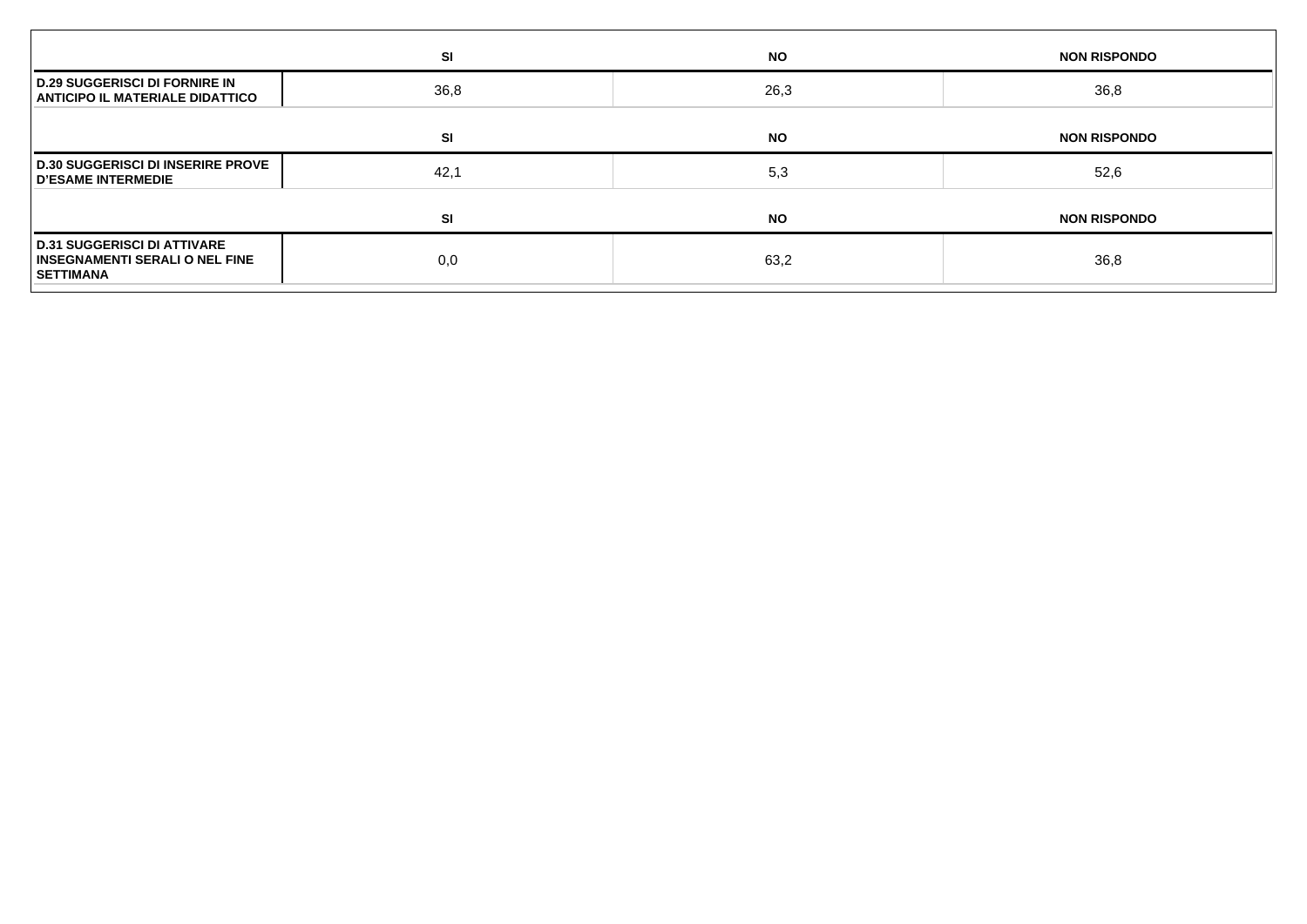| | SI | NO | NON RISPONDO |
|---|---|---|---|
| **D.29 SUGGERISCI DI FORNIRE IN ANTICIPO IL MATERIALE DIDATTICO** | 36,8 | 26,3 | 36,8 |

| | SI | NO | NON RISPONDO |
|---|---|---|---|
| **D.30 SUGGERISCI DI INSERIRE PROVE D'ESAME INTERMEDIE** | 42,1 | 5,3 | 52,6 |

| | SI | NO | NON RISPONDO |
|---|---|---|---|
| **D.31 SUGGERISCI DI ATTIVARE INSEGNAMENTI SERALI O NEL FINE SETTIMANA** | 0,0 | 63,2 | 36,8 |